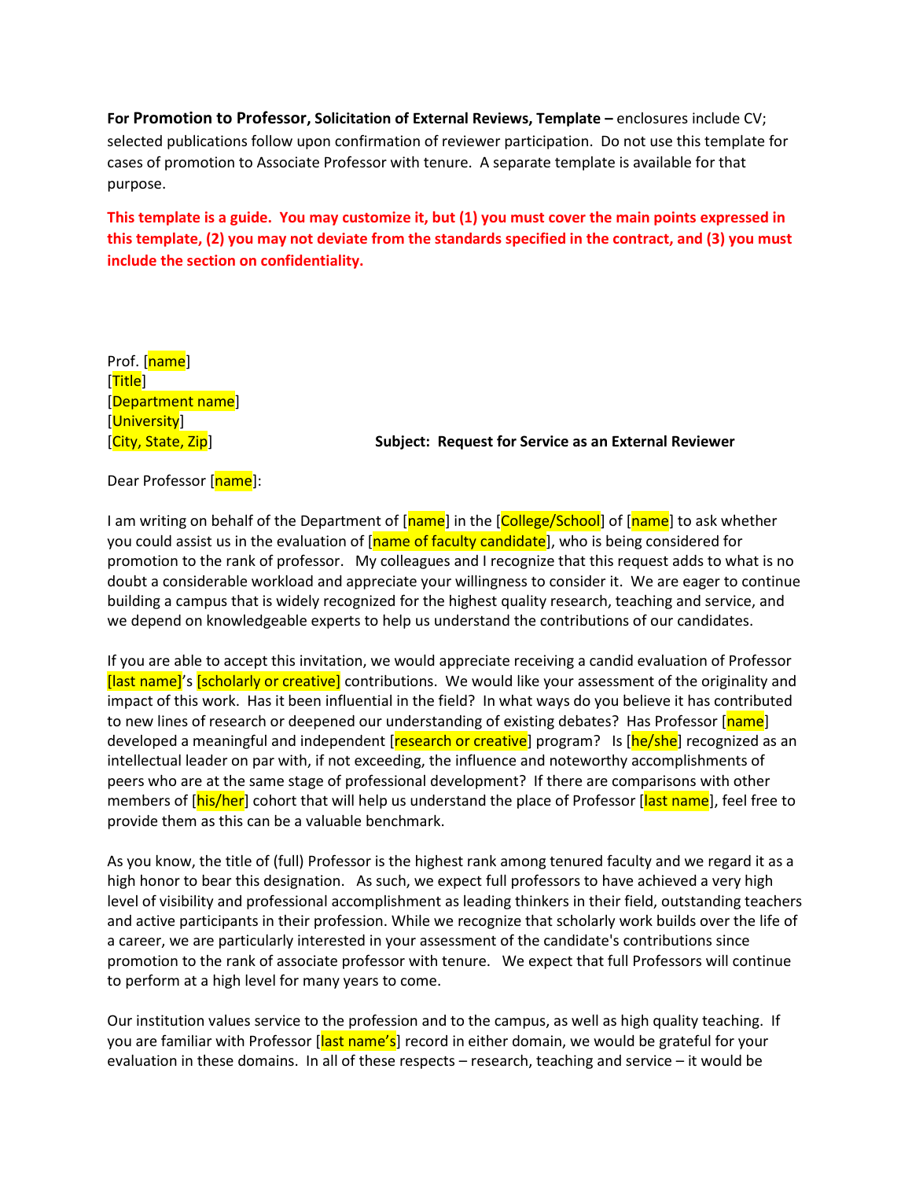**For Promotion to Professor, Solicitation of External Reviews, Template –** enclosures include CV; selected publications follow upon confirmation of reviewer participation. Do not use this template for cases of promotion to Associate Professor with tenure. A separate template is available for that purpose.

**This template is a guide. You may customize it, but (1) you must cover the main points expressed in this template, (2) you may not deviate from the standards specified in the contract, and (3) you must include the section on confidentiality.**

Prof. [name]
[Title]
[Department name]
[University]
[City, State, Zip]

**Subject: Request for Service as an External Reviewer**

Dear Professor [name]:

I am writing on behalf of the Department of [name] in the [College/School] of [name] to ask whether you could assist us in the evaluation of [name of faculty candidate], who is being considered for promotion to the rank of professor. My colleagues and I recognize that this request adds to what is no doubt a considerable workload and appreciate your willingness to consider it. We are eager to continue building a campus that is widely recognized for the highest quality research, teaching and service, and we depend on knowledgeable experts to help us understand the contributions of our candidates.

If you are able to accept this invitation, we would appreciate receiving a candid evaluation of Professor [last name]'s [scholarly or creative] contributions. We would like your assessment of the originality and impact of this work. Has it been influential in the field? In what ways do you believe it has contributed to new lines of research or deepened our understanding of existing debates? Has Professor [name] developed a meaningful and independent [research or creative] program? Is [he/she] recognized as an intellectual leader on par with, if not exceeding, the influence and noteworthy accomplishments of peers who are at the same stage of professional development? If there are comparisons with other members of [his/her] cohort that will help us understand the place of Professor [last name], feel free to provide them as this can be a valuable benchmark.

As you know, the title of (full) Professor is the highest rank among tenured faculty and we regard it as a high honor to bear this designation. As such, we expect full professors to have achieved a very high level of visibility and professional accomplishment as leading thinkers in their field, outstanding teachers and active participants in their profession. While we recognize that scholarly work builds over the life of a career, we are particularly interested in your assessment of the candidate's contributions since promotion to the rank of associate professor with tenure. We expect that full Professors will continue to perform at a high level for many years to come.

Our institution values service to the profession and to the campus, as well as high quality teaching. If you are familiar with Professor [last name's] record in either domain, we would be grateful for your evaluation in these domains. In all of these respects – research, teaching and service – it would be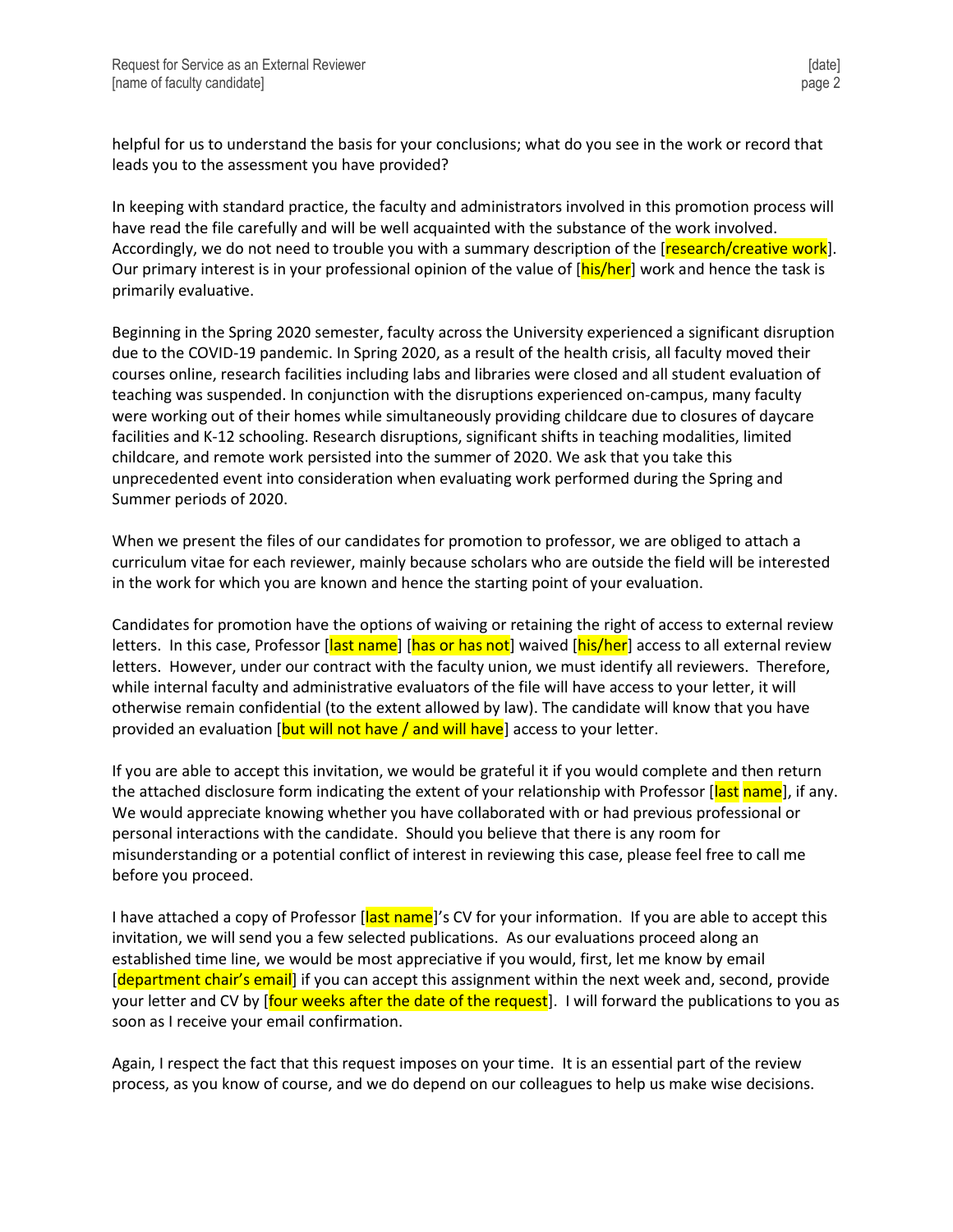helpful for us to understand the basis for your conclusions; what do you see in the work or record that leads you to the assessment you have provided?

In keeping with standard practice, the faculty and administrators involved in this promotion process will have read the file carefully and will be well acquainted with the substance of the work involved. Accordingly, we do not need to trouble you with a summary description of the [research/creative work]. Our primary interest is in your professional opinion of the value of [his/her] work and hence the task is primarily evaluative.

Beginning in the Spring 2020 semester, faculty across the University experienced a significant disruption due to the COVID-19 pandemic. In Spring 2020, as a result of the health crisis, all faculty moved their courses online, research facilities including labs and libraries were closed and all student evaluation of teaching was suspended. In conjunction with the disruptions experienced on-campus, many faculty were working out of their homes while simultaneously providing childcare due to closures of daycare facilities and K-12 schooling. Research disruptions, significant shifts in teaching modalities, limited childcare, and remote work persisted into the summer of 2020. We ask that you take this unprecedented event into consideration when evaluating work performed during the Spring and Summer periods of 2020.

When we present the files of our candidates for promotion to professor, we are obliged to attach a curriculum vitae for each reviewer, mainly because scholars who are outside the field will be interested in the work for which you are known and hence the starting point of your evaluation.

Candidates for promotion have the options of waiving or retaining the right of access to external review letters. In this case, Professor [last name] [has or has not] waived [his/her] access to all external review letters. However, under our contract with the faculty union, we must identify all reviewers. Therefore, while internal faculty and administrative evaluators of the file will have access to your letter, it will otherwise remain confidential (to the extent allowed by law). The candidate will know that you have provided an evaluation [but will not have / and will have] access to your letter.

If you are able to accept this invitation, we would be grateful it if you would complete and then return the attached disclosure form indicating the extent of your relationship with Professor [last name], if any. We would appreciate knowing whether you have collaborated with or had previous professional or personal interactions with the candidate. Should you believe that there is any room for misunderstanding or a potential conflict of interest in reviewing this case, please feel free to call me before you proceed.

I have attached a copy of Professor [last name]'s CV for your information. If you are able to accept this invitation, we will send you a few selected publications. As our evaluations proceed along an established time line, we would be most appreciative if you would, first, let me know by email [department chair's email] if you can accept this assignment within the next week and, second, provide your letter and CV by [four weeks after the date of the request]. I will forward the publications to you as soon as I receive your email confirmation.

Again, I respect the fact that this request imposes on your time. It is an essential part of the review process, as you know of course, and we do depend on our colleagues to help us make wise decisions.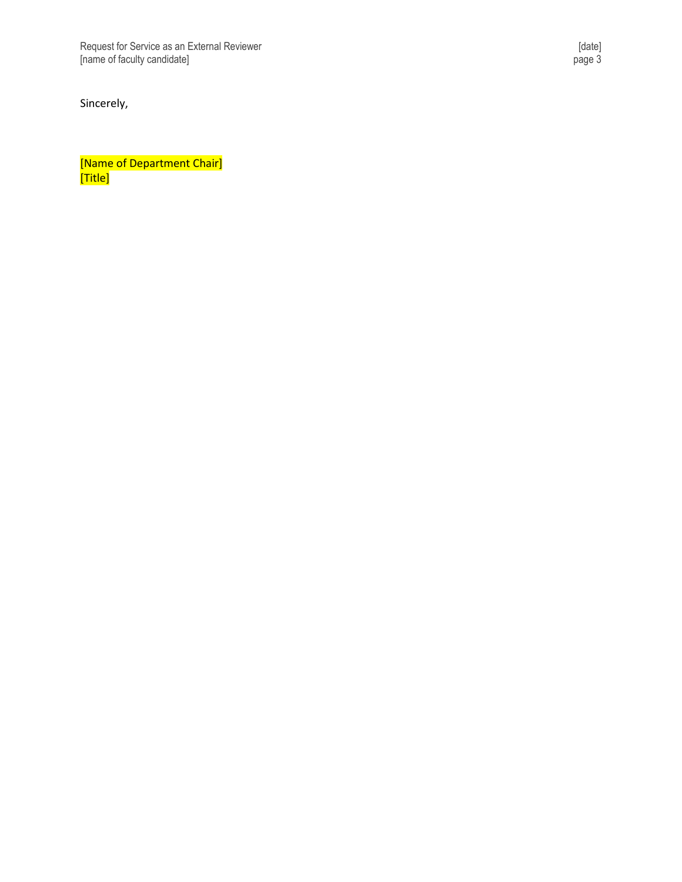Sincerely,

[Name of Department Chair]
[Title]